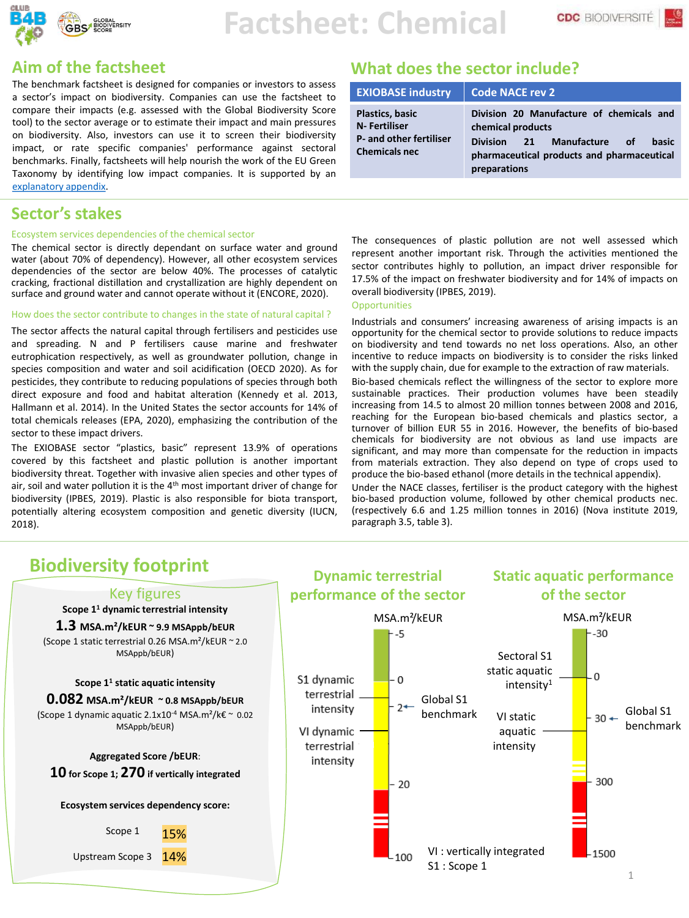# Factsheet: Chemical

## Aim of the factsheet

The benchmark factsheet is designed for companies or investors to assess a sector's impact on biodiversity. Companies can use the factsheet to compare their impacts (e.g. assessed with the Global Biodiversity Score tool) to the sector average or to estimate their impact and main pressures on biodiversity. Also, investors can use it to screen their biodiversity impact, or rate specific companies' performance against sectoral benchmarks. Finally, factsheets will help nourish the work of the EU Green Taxonomy by identifying low impact companies. It is supported by an explanatory appendix.

## What does the sector include?

| EXIOBASE industry | Code NACE rev 2 |
|---|---|
| **Plastics, basic**<br>**N- Fertiliser**<br>**P- and other fertiliser**<br>**Chemicals nec** | **Division 20 Manufacture of chemicals and chemical products**<br>**Division 21 Manufacture of basic pharmaceutical products and pharmaceutical preparations** |

## Sector's stakes

### Ecosystem services dependencies of the chemical sector

The chemical sector is directly dependant on surface water and ground water (about 70% of dependency). However, all other ecosystem services dependencies of the sector are below 40%. The processes of catalytic cracking, fractional distillation and crystallization are highly dependent on surface and ground water and cannot operate without it (ENCORE, 2020).

### How does the sector contribute to changes in the state of natural capital ?

The sector affects the natural capital through fertilisers and pesticides use and spreading. N and P fertilisers cause marine and freshwater eutrophication respectively, as well as groundwater pollution, change in species composition and water and soil acidification (OECD 2020). As for pesticides, they contribute to reducing populations of species through both direct exposure and food and habitat alteration (Kennedy et al. 2013, Hallmann et al. 2014). In the United States the sector accounts for 14% of total chemicals releases (EPA, 2020), emphasizing the contribution of the sector to these impact drivers.

The EXIOBASE sector "plastics, basic" represent 13.9% of operations covered by this factsheet and plastic pollution is another important biodiversity threat. Together with invasive alien species and other types of air, soil and water pollution it is the 4th most important driver of change for biodiversity (IPBES, 2019). Plastic is also responsible for biota transport, potentially altering ecosystem composition and genetic diversity (IUCN, 2018).

The consequences of plastic pollution are not well assessed which represent another important risk. Through the activities mentioned the sector contributes highly to pollution, an impact driver responsible for 17.5% of the impact on freshwater biodiversity and for 14% of impacts on overall biodiversity (IPBES, 2019).

### Opportunities

Industrials and consumers' increasing awareness of arising impacts is an opportunity for the chemical sector to provide solutions to reduce impacts on biodiversity and tend towards no net loss operations. Also, an other incentive to reduce impacts on biodiversity is to consider the risks linked with the supply chain, due for example to the extraction of raw materials.

Bio-based chemicals reflect the willingness of the sector to explore more sustainable practices. Their production volumes have been steadily increasing from 14.5 to almost 20 million tonnes between 2008 and 2016, reaching for the European bio-based chemicals and plastics sector, a turnover of billion EUR 55 in 2016. However, the benefits of bio-based chemicals for biodiversity are not obvious as land use impacts are significant, and may more than compensate for the reduction in impacts from materials extraction. They also depend on type of crops used to produce the bio-based ethanol (more details in the technical appendix).

Under the NACE classes, fertiliser is the product category with the highest bio-based production volume, followed by other chemical products nec. (respectively 6.6 and 1.25 million tonnes in 2016) (Nova institute 2019, paragraph 3.5, table 3).

## Biodiversity footprint

### Key figures

**Scope 1[1] dynamic terrestrial intensity**

**1.3 MSA.m²/kEUR ~ 9.9 MSAppb/bEUR**

(Scope 1 static terrestrial 0.26 MSA.m²/kEUR ~ 2.0 MSAppb/bEUR)

**Scope 1[1] static aquatic intensity**

**0.082 MSA.m²/kEUR ~ 0.8 MSAppb/bEUR**

(Scope 1 dynamic aquatic 2.1x10$^{-4}$ MSA.m²/k€ ~ 0.02 MSAppb/bEUR)

**Aggregated Score /bEUR:**

**10 for Scope 1; 270 if vertically integrated**

**Ecosystem services dependency score:**

Scope 1: 15%

Upstream Scope 3: 14%

### Dynamic terrestrial performance of the sector

MSA.m²/kEUR

Scale: -5, 0, 2, 20, 100

- S1 dynamic terrestrial intensity
- Global S1 benchmark (2)
- VI dynamic terrestrial intensity

### Static aquatic performance of the sector

MSA.m²/kEUR

Scale: -30, 0, 30, 300, 1500

- Sectoral S1 static aquatic intensity[1]
- Global S1 benchmark (30)
- VI static aquatic intensity

VI : vertically integrated
S1 : Scope 1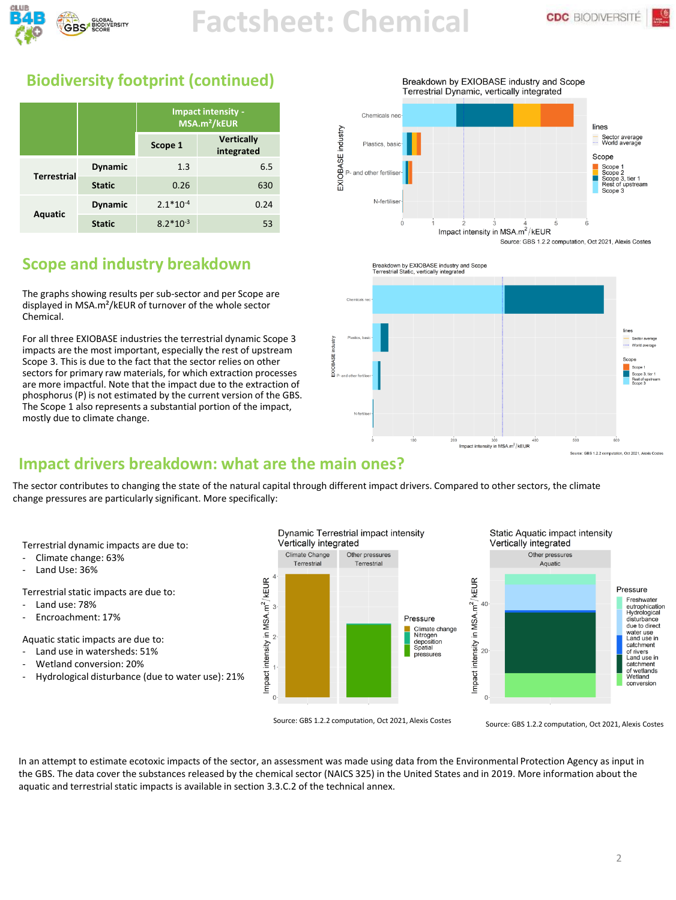## Biodiversity footprint (continued)

| | | Impact intensity - MSA.m²/kEUR | |
|---|---|---|---|
| | | Scope 1 | Vertically integrated |
| Terrestrial | Dynamic | 1.3 | 6.5 |
| | Static | 0.26 | 630 |
| Aquatic | Dynamic | $2.1*10^{-4}$ | 0.24 |
| | Static | $8.2*10^{-3}$ | 53 |

## Scope and industry breakdown

The graphs showing results per sub-sector and per Scope are displayed in MSA.m²/kEUR of turnover of the whole sector Chemical.

For all three EXIOBASE industries the terrestrial dynamic Scope 3 impacts are the most important, especially the rest of upstream Scope 3. This is due to the fact that the sector relies on other sectors for primary raw materials, for which extraction processes are more impactful. Note that the impact due to the extraction of phosphorus (P) is not estimated by the current version of the GBS. The Scope 1 also represents a substantial portion of the impact, mostly due to climate change.

Source: GBS 1.2.2 computation, Oct 2021, Alexis Costes

Source: GBS 1.2.2 computation, Oct 2021, Alexis Costes

## Impact drivers breakdown: what are the main ones?

The sector contributes to changing the state of the natural capital through different impact drivers. Compared to other sectors, the climate change pressures are particularly significant. More specifically:

Terrestrial dynamic impacts are due to:
- Climate change: 63%
- Land Use: 36%

Terrestrial static impacts are due to:
- Land use: 78%
- Encroachment: 17%

Aquatic static impacts are due to:
- Land use in watersheds: 51%
- Wetland conversion: 20%
- Hydrological disturbance (due to water use): 21%

Source: GBS 1.2.2 computation, Oct 2021, Alexis Costes

Source: GBS 1.2.2 computation, Oct 2021, Alexis Costes

In an attempt to estimate ecotoxic impacts of the sector, an assessment was made using data from the Environmental Protection Agency as input in the GBS. The data cover the substances released by the chemical sector (NAICS 325) in the United States and in 2019. More information about the aquatic and terrestrial static impacts is available in section 3.3.C.2 of the technical annex.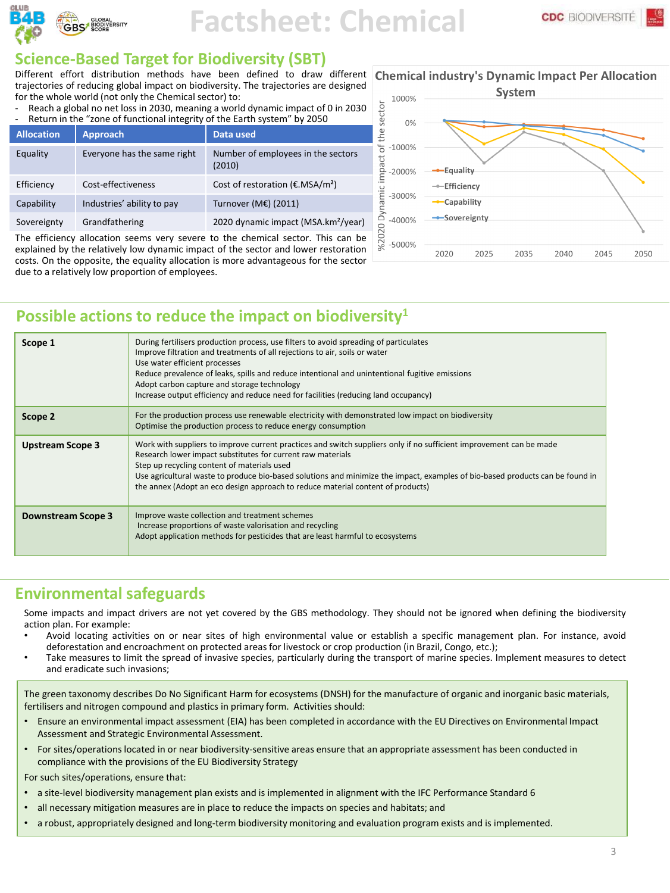# Factsheet: Chemical

## Science-Based Target for Biodiversity (SBT)

Different effort distribution methods have been defined to draw different trajectories of reducing global impact on biodiversity. The trajectories are designed for the whole world (not only the Chemical sector) to:

- Reach a global no net loss in 2030, meaning a world dynamic impact of 0 in 2030
- Return in the "zone of functional integrity of the Earth system" by 2050

| Allocation | Approach | Data used |
|---|---|---|
| Equality | Everyone has the same right | Number of employees in the sectors (2010) |
| Efficiency | Cost-effectiveness | Cost of restoration (€.MSA/m²) |
| Capability | Industries' ability to pay | Turnover (M€) (2011) |
| Sovereignty | Grandfathering | 2020 dynamic impact (MSA.km²/year) |

The efficiency allocation seems very severe to the chemical sector. This can be explained by the relatively low dynamic impact of the sector and lower restoration costs. On the opposite, the equality allocation is more advantageous for the sector due to a relatively low proportion of employees.

**Chemical industry's Dynamic Impact Per Allocation System**

(Chart: %2020 Dynamic impact of the sector, from 1000% to -5000%, years 2020, 2025, 2035, 2040, 2045, 2050; series: Equality, Efficiency, Capability, Sovereignty)

## Possible actions to reduce the impact on biodiversity[1]

| | |
|---|---|
| **Scope 1** | During fertilisers production process, use filters to avoid spreading of particulates<br>Improve filtration and treatments of all rejections to air, soils or water<br>Use water efficient processes<br>Reduce prevalence of leaks, spills and reduce intentional and unintentional fugitive emissions<br>Adopt carbon capture and storage technology<br>Increase output efficiency and reduce need for facilities (reducing land occupancy) |
| **Scope 2** | For the production process use renewable electricity with demonstrated low impact on biodiversity<br>Optimise the production process to reduce energy consumption |
| **Upstream Scope 3** | Work with suppliers to improve current practices and switch suppliers only if no sufficient improvement can be made<br>Research lower impact substitutes for current raw materials<br>Step up recycling content of materials used<br>Use agricultural waste to produce bio-based solutions and minimize the impact, examples of bio-based products can be found in the annex (Adopt an eco design approach to reduce material content of products) |
| **Downstream Scope 3** | Improve waste collection and treatment schemes<br>Increase proportions of waste valorisation and recycling<br>Adopt application methods for pesticides that are least harmful to ecosystems |

## Environmental safeguards

Some impacts and impact drivers are not yet covered by the GBS methodology. They should not be ignored when defining the biodiversity action plan. For example:

- Avoid locating activities on or near sites of high environmental value or establish a specific management plan. For instance, avoid deforestation and encroachment on protected areas for livestock or crop production (in Brazil, Congo, etc.);
- Take measures to limit the spread of invasive species, particularly during the transport of marine species. Implement measures to detect and eradicate such invasions;

The green taxonomy describes Do No Significant Harm for ecosystems (DNSH) for the manufacture of organic and inorganic basic materials, fertilisers and nitrogen compound and plastics in primary form. Activities should:

- Ensure an environmental impact assessment (EIA) has been completed in accordance with the EU Directives on Environmental Impact Assessment and Strategic Environmental Assessment.
- For sites/operations located in or near biodiversity-sensitive areas ensure that an appropriate assessment has been conducted in compliance with the provisions of the EU Biodiversity Strategy

For such sites/operations, ensure that:

- a site-level biodiversity management plan exists and is implemented in alignment with the IFC Performance Standard 6
- all necessary mitigation measures are in place to reduce the impacts on species and habitats; and
- a robust, appropriately designed and long-term biodiversity monitoring and evaluation program exists and is implemented.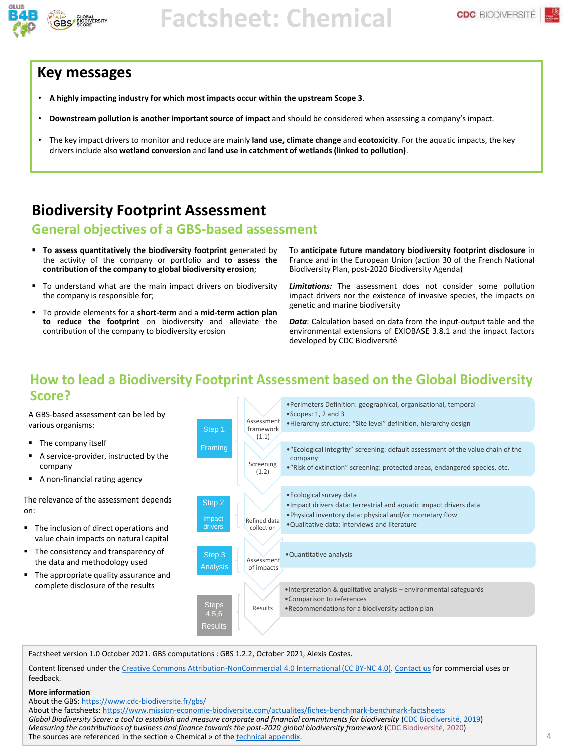# Factsheet: Chemical

## Key messages

- **A highly impacting industry for which most impacts occur within the upstream Scope 3**.
- **Downstream pollution is another important source of impact** and should be considered when assessing a company's impact.
- The key impact drivers to monitor and reduce are mainly **land use, climate change** and **ecotoxicity**. For the aquatic impacts, the key drivers include also **wetland conversion** and **land use in catchment of wetlands (linked to pollution)**.

## Biodiversity Footprint Assessment

### General objectives of a GBS-based assessment

- **To assess quantitatively the biodiversity footprint** generated by the activity of the company or portfolio and **to assess the contribution of the company to global biodiversity erosion**;
- To understand what are the main impact drivers on biodiversity the company is responsible for;
- To provide elements for a **short-term** and a **mid-term action plan to reduce the footprint** on biodiversity and alleviate the contribution of the company to biodiversity erosion

To **anticipate future mandatory biodiversity footprint disclosure** in France and in the European Union (action 30 of the French National Biodiversity Plan, post-2020 Biodiversity Agenda)

***Limitations:*** The assessment does not consider some pollution impact drivers nor the existence of invasive species, the impacts on genetic and marine biodiversity

***Data***: Calculation based on data from the input-output table and the environmental extensions of EXIOBASE 3.8.1 and the impact factors developed by CDC Biodiversité

### How to lead a Biodiversity Footprint Assessment based on the Global Biodiversity Score?

A GBS-based assessment can be led by various organisms:

- The company itself
- A service-provider, instructed by the company
- A non-financial rating agency

The relevance of the assessment depends on:

- The inclusion of direct operations and value chain impacts on natural capital
- The consistency and transparency of the data and methodology used
- The appropriate quality assurance and complete disclosure of the results

Step 1 Framing

Assessment framework (1.1)
- Perimeters Definition: geographical, organisational, temporal
- Scopes: 1, 2 and 3
- Hierarchy structure: "Site level" definition, hierarchy design

Screening (1.2)
- "Ecological integrity" screening: default assessment of the value chain of the company
- "Risk of extinction" screening: protected areas, endangered species, etc.

Step 2 Impact drivers

Refined data collection
- Ecological survey data
- Impact drivers data: terrestrial and aquatic impact drivers data
- Physical inventory data: physical and/or monetary flow
- Qualitative data: interviews and literature

Step 3 Analysis

Assessment of impacts
- Quantitative analysis

Steps 4,5,6 Results

Results
- Interpretation & qualitative analysis – environmental safeguards
- Comparison to references
- Recommendations for a biodiversity action plan

Factsheet version 1.0 October 2021. GBS computations : GBS 1.2.2, October 2021, Alexis Costes.

Content licensed under the Creative Commons Attribution-NonCommercial 4.0 International (CC BY-NC 4.0). Contact us for commercial uses or feedback.

**More information**
About the GBS: https://www.cdc-biodiversite.fr/gbs/
About the factsheets: https://www.mission-economie-biodiversite.com/actualites/fiches-benchmark-benchmark-factsheets
*Global Biodiversity Score: a tool to establish and measure corporate and financial commitments for biodiversity* (CDC Biodiversité, 2019)
*Measuring the contributions of business and finance towards the post-2020 global biodiversity framework* (CDC Biodiversité, 2020)
The sources are referenced in the section « Chemical » of the technical appendix.